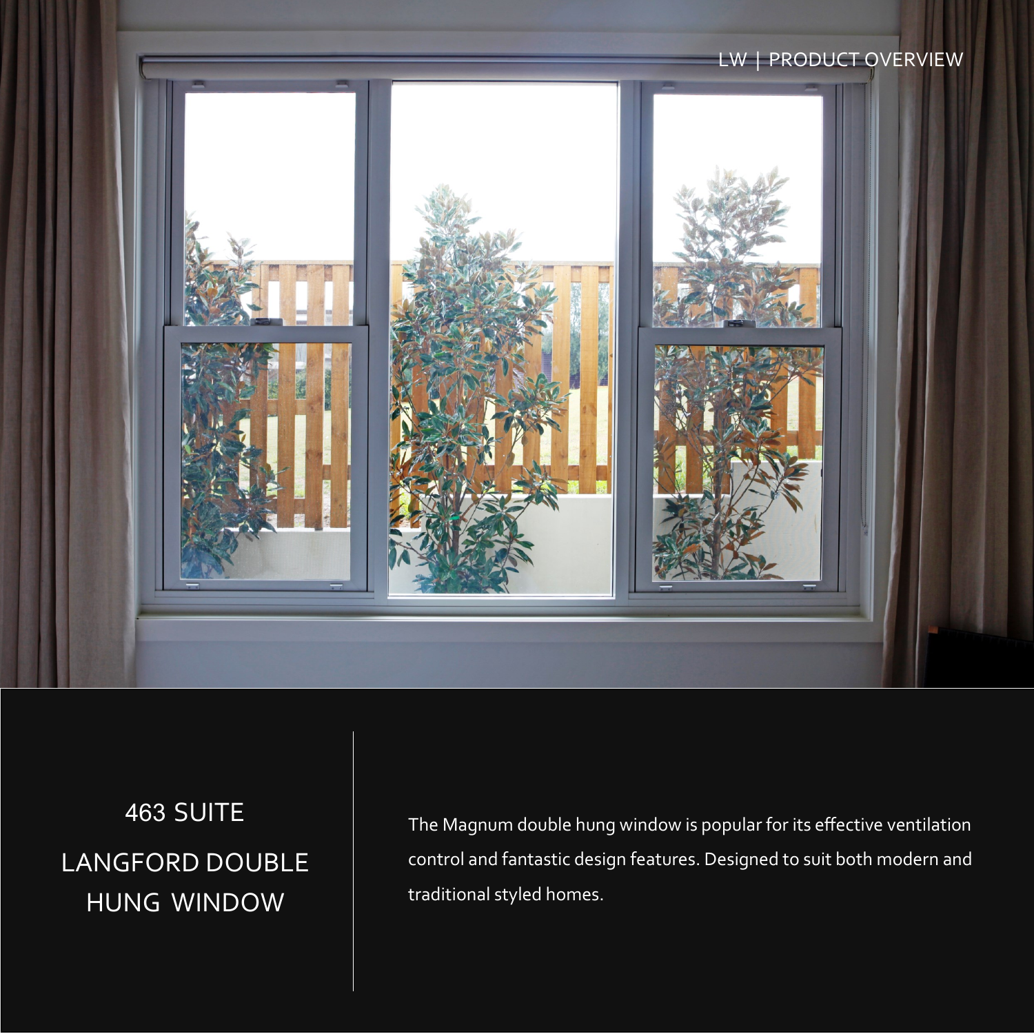LW | PRODUCT OVERVIEW

# 463 SUITE

# LANGFORD DOUBLE HUNG WINDOW

The Magnum double hung window is popular for its effective ventilation control and fantastic design features. Designed to suit both modern and traditional styled homes.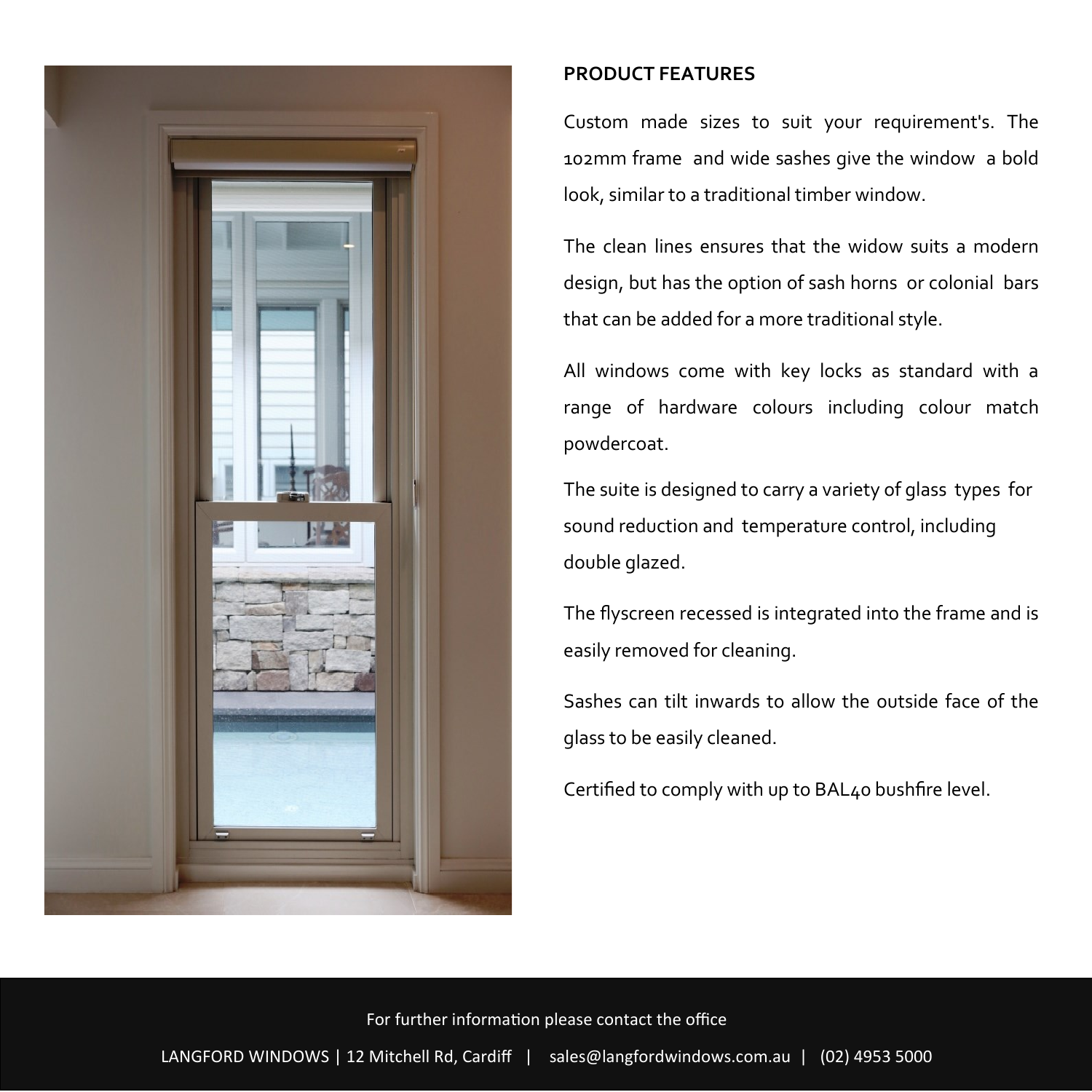**PRODUCT FEATURES**

Custom made sizes to suit your requirement's. The 102mm frame and wide sashes give the window a bold look, similar to a traditional timber window.

The clean lines ensures that the widow suits a modern design, but has the option of sash horns or colonial bars that can be added for a more traditional style.

All windows come with key locks as standard with a range of hardware colours including colour match powdercoat.

The suite is designed to carry a variety of glass types for sound reduction and temperature control, including double glazed.

The flyscreen recessed is integrated into the frame and is easily removed for cleaning.

Sashes can tilt inwards to allow the outside face of the glass to be easily cleaned.

Certified to comply with up to BAL40 bushfire level.

For further information please contact the office

LANGFORD WINDOWS | 12 Mitchell Rd, Cardiff | sales@langfordwindows.com.au | (02) 4953 5000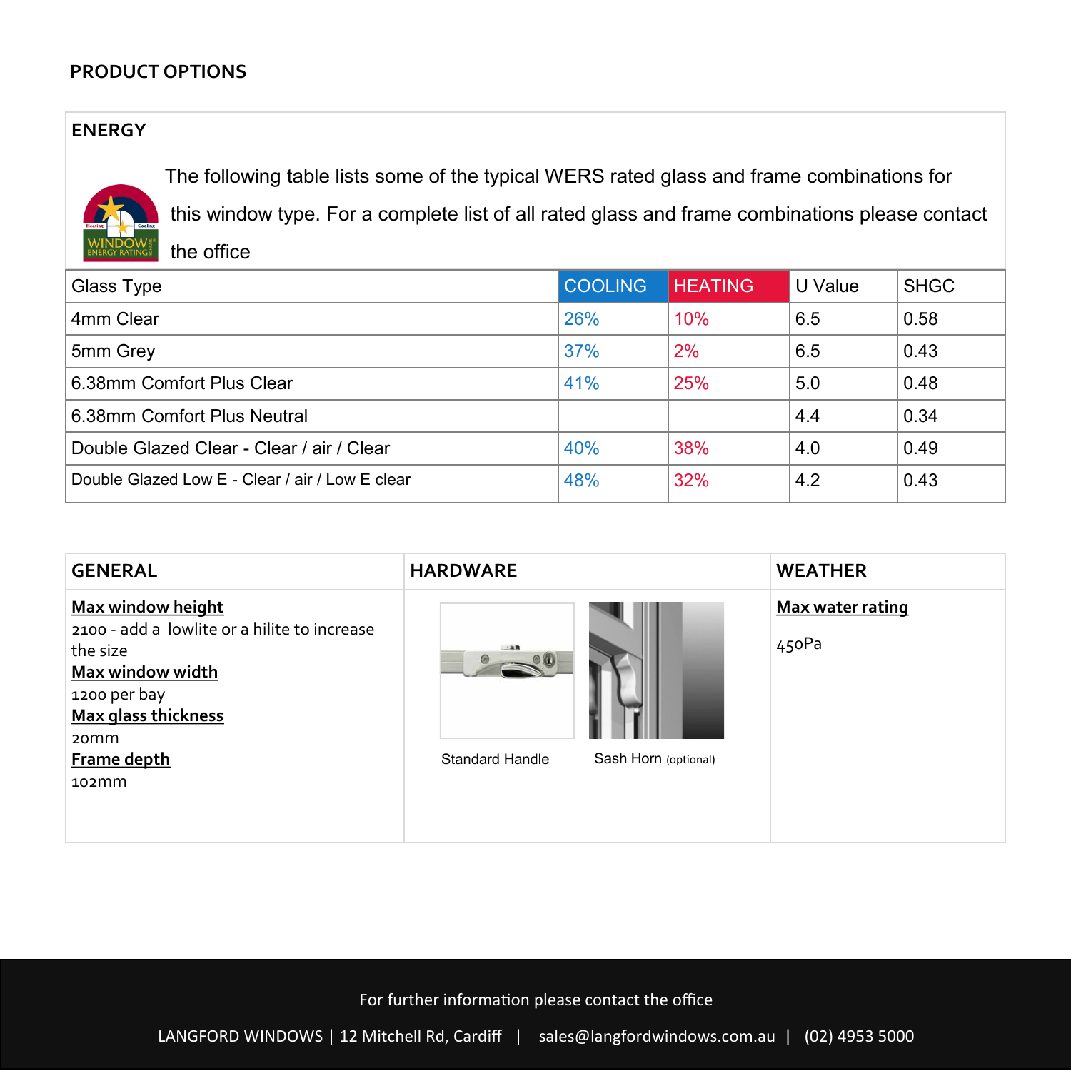## PRODUCT OPTIONS

### ENERGY

The following table lists some of the typical WERS rated glass and frame combinations for this window type. For a complete list of all rated glass and frame combinations please contact the office

| Glass Type | COOLING | HEATING | U Value | SHGC |
|---|---|---|---|---|
| 4mm Clear | 26% | 10% | 6.5 | 0.58 |
| 5mm Grey | 37% | 2% | 6.5 | 0.43 |
| 6.38mm Comfort Plus Clear | 41% | 25% | 5.0 | 0.48 |
| 6.38mm Comfort Plus Neutral | | | 4.4 | 0.34 |
| Double Glazed Clear - Clear / air / Clear | 40% | 38% | 4.0 | 0.49 |
| Double Glazed Low E - Clear / air / Low E clear | 48% | 32% | 4.2 | 0.43 |

### GENERAL

**Max window height**
2100 - add a lowlite or a hilite to increase the size

**Max window width**
1200 per bay

**Max glass thickness**
20mm

**Frame depth**
102mm

### HARDWARE

Standard Handle

Sash Horn (optional)

### WEATHER

**Max water rating**

450Pa

For further information please contact the office

LANGFORD WINDOWS | 12 Mitchell Rd, Cardiff | sales@langfordwindows.com.au | (02) 4953 5000